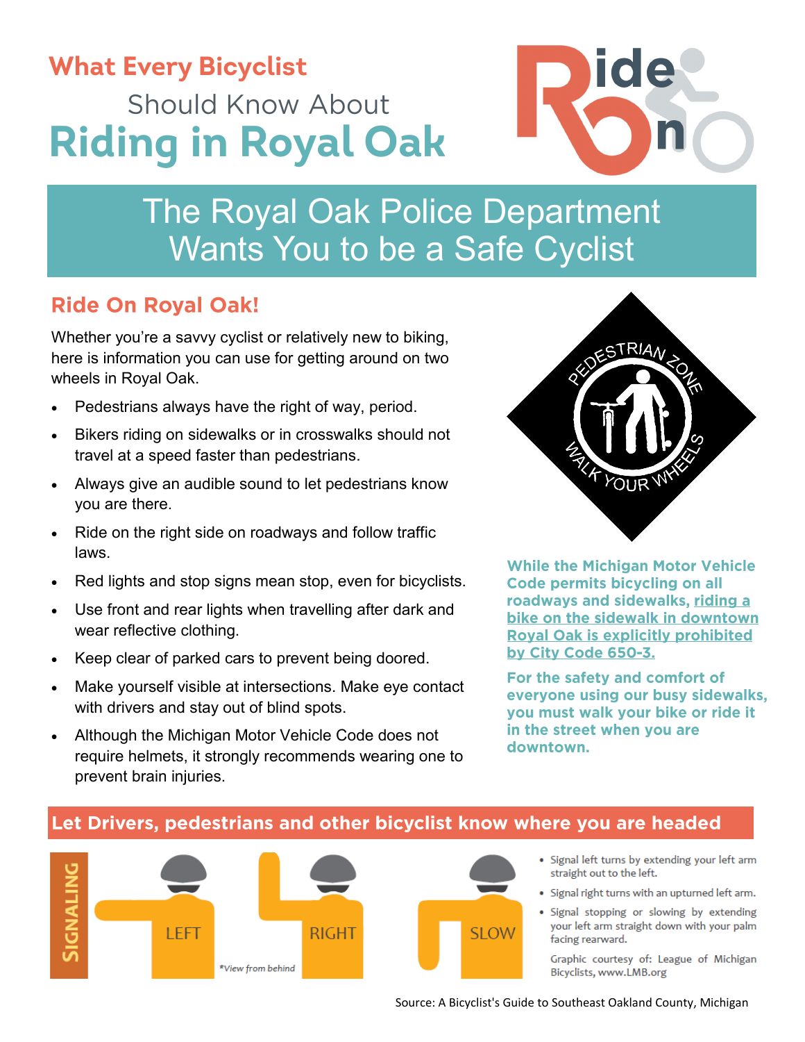# What Every Bicyclist Should Know About Riding in Royal Oak

## The Royal Oak Police Department Wants You to be a Safe Cyclist

### Ride On Royal Oak!

Whether you're a savvy cyclist or relatively new to biking, here is information you can use for getting around on two wheels in Royal Oak.

- Pedestrians always have the right of way, period.
- Bikers riding on sidewalks or in crosswalks should not travel at a speed faster than pedestrians.
- Always give an audible sound to let pedestrians know you are there.
- Ride on the right side on roadways and follow traffic laws.
- Red lights and stop signs mean stop, even for bicyclists.
- Use front and rear lights when travelling after dark and wear reflective clothing.
- Keep clear of parked cars to prevent being doored.
- Make yourself visible at intersections. Make eye contact with drivers and stay out of blind spots.
- Although the Michigan Motor Vehicle Code does not require helmets, it strongly recommends wearing one to prevent brain injuries.

PEDESTRIAN ZONE
WALK YOUR WHEELS

**While the Michigan Motor Vehicle Code permits bicycling on all roadways and sidewalks, riding a bike on the sidewalk in downtown Royal Oak is explicitly prohibited by City Code 650-3.**

**For the safety and comfort of everyone using our busy sidewalks, you must walk your bike or ride it in the street when you are downtown.**

### Let Drivers, pedestrians and other bicyclist know where you are headed

SIGNALING

LEFT

RIGHT

SLOW

*View from behind

- Signal left turns by extending your left arm straight out to the left.
- Signal right turns with an upturned left arm.
- Signal stopping or slowing by extending your left arm straight down with your palm facing rearward.

Graphic courtesy of: League of Michigan Bicyclists, www.LMB.org

Source: A Bicyclist's Guide to Southeast Oakland County, Michigan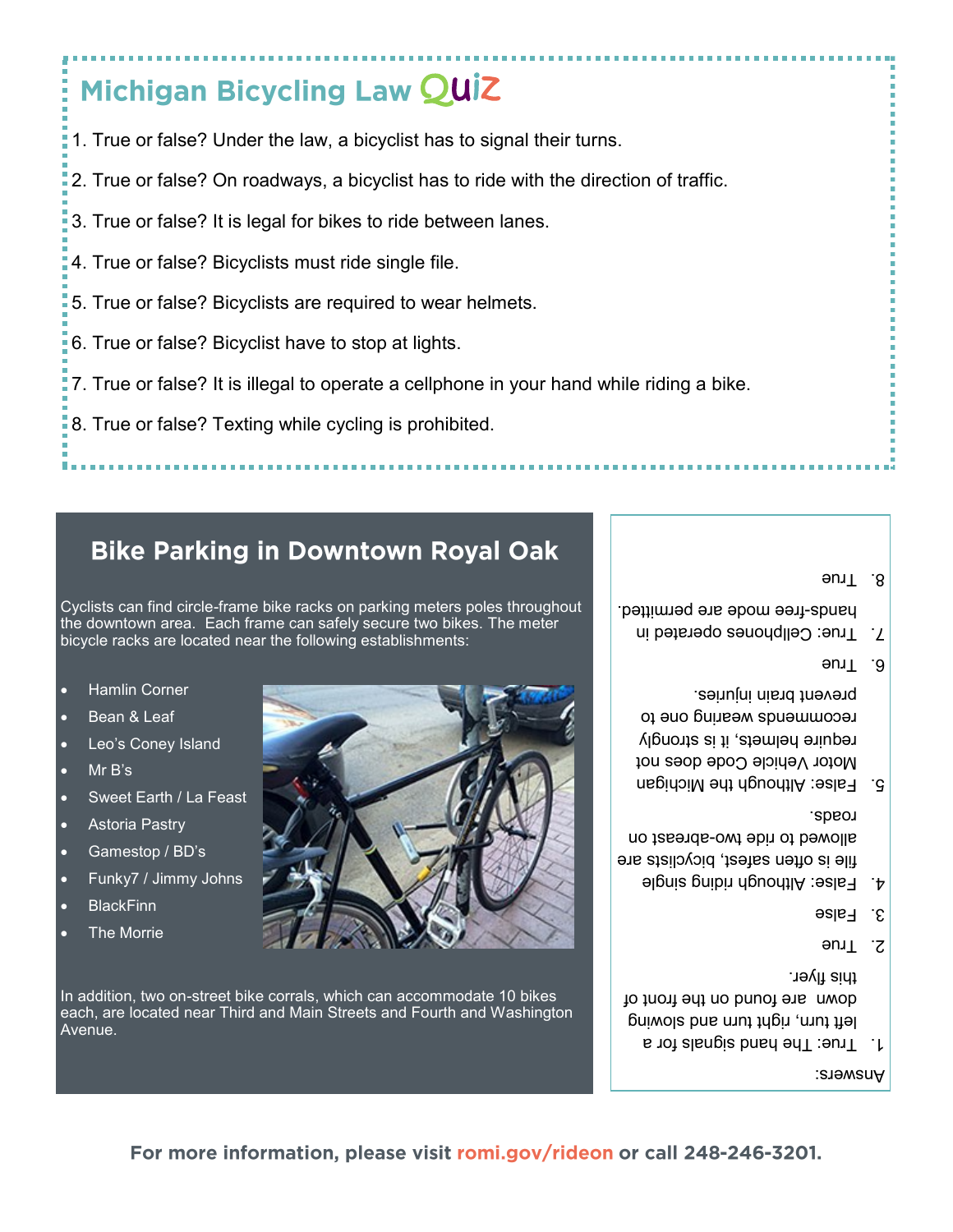## Michigan Bicycling Law Quiz

1. True or false? Under the law, a bicyclist has to signal their turns.
2. True or false? On roadways, a bicyclist has to ride with the direction of traffic.
3. True or false? It is legal for bikes to ride between lanes.
4. True or false? Bicyclists must ride single file.
5. True or false? Bicyclists are required to wear helmets.
6. True or false? Bicyclist have to stop at lights.
7. True or false? It is illegal to operate a cellphone in your hand while riding a bike.
8. True or false? Texting while cycling is prohibited.

## Bike Parking in Downtown Royal Oak

Cyclists can find circle-frame bike racks on parking meters poles throughout the downtown area. Each frame can safely secure two bikes. The meter bicycle racks are located near the following establishments:

- Hamlin Corner
- Bean & Leaf
- Leo's Coney Island
- Mr B's
- Sweet Earth / La Feast
- Astoria Pastry
- Gamestop / BD's
- Funky7 / Jimmy Johns
- BlackFinn
- The Morrie

In addition, two on-street bike corrals, which can accommodate 10 bikes each, are located near Third and Main Streets and Fourth and Washington Avenue.

Answers:

1. True: The hand signals for a left turn, right turn and slowing down are found on the front of this flyer.
2. True
3. False
4. False: Although riding single file is often safest, bicyclists are allowed to ride two-abreast on roads.
5. False: Although the Michigan Motor Vehicle Code does not require helmets, it is strongly recommends wearing one to prevent brain injuries.
6. True
7. True: Cellphones operated in hands-free mode are permitted.
8. True

For more information, please visit romi.gov/rideon or call 248-246-3201.